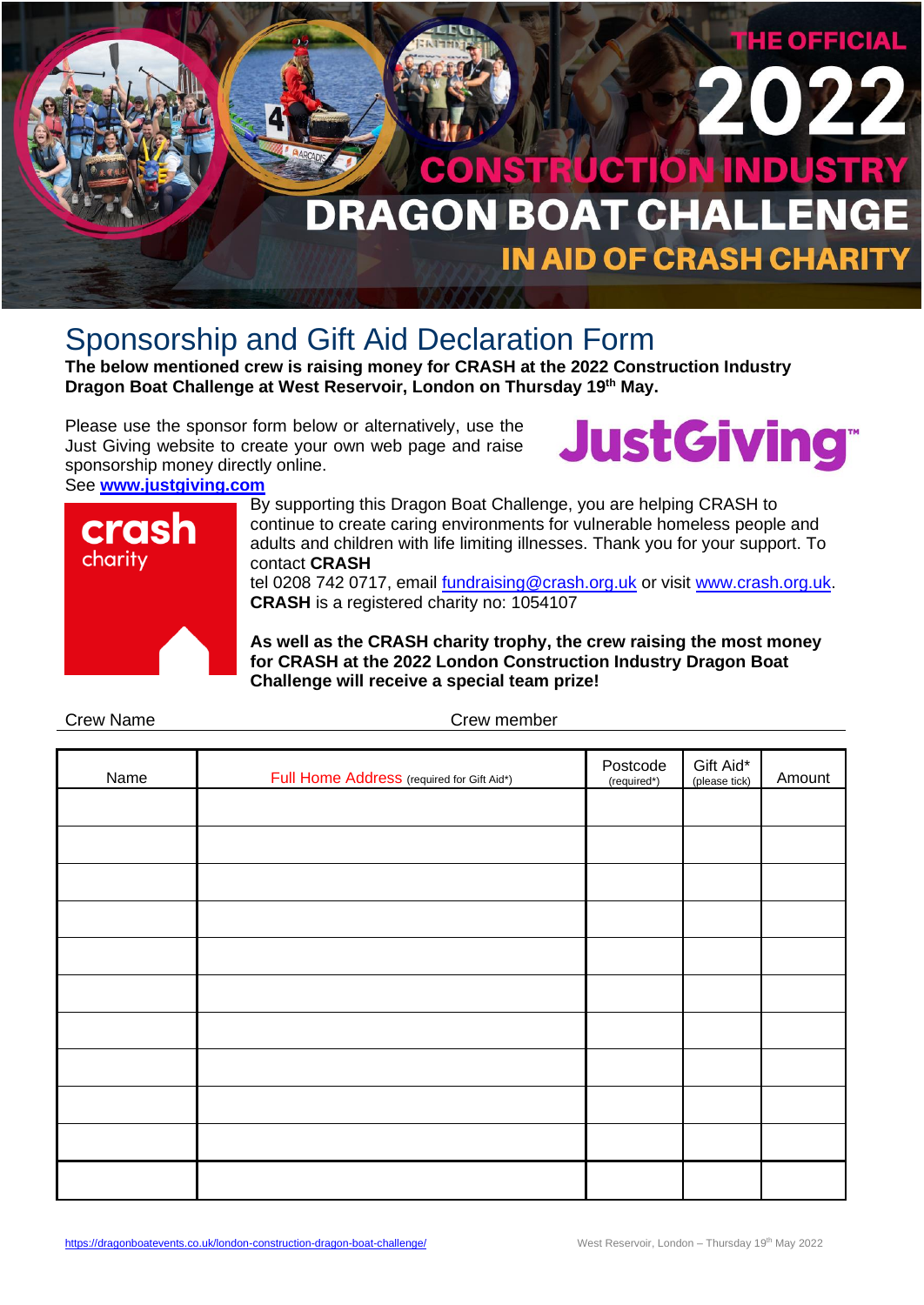THE OFFICIAL

# 2022 CONSTRUCTION INDUSTRY DRAGON BOAT CHALLENGE

## IN AID OF CRASH CHARITY

# Sponsorship and Gift Aid Declaration Form

**The below mentioned crew is raising money for CRASH at the 2022 Construction Industry Dragon Boat Challenge at West Reservoir, London on Thursday 19th May.**

Please use the sponsor form below or alternatively, use the Just Giving website to create your own web page and raise sponsorship money directly online.
See **www.justgiving.com**

JustGiving™

crash charity

By supporting this Dragon Boat Challenge, you are helping CRASH to continue to create caring environments for vulnerable homeless people and adults and children with life limiting illnesses. Thank you for your support. To contact **CRASH**
tel 0208 742 0717, email fundraising@crash.org.uk or visit www.crash.org.uk.
**CRASH** is a registered charity no: 1054107

**As well as the CRASH charity trophy, the crew raising the most money for CRASH at the 2022 London Construction Industry Dragon Boat Challenge will receive a special team prize!**

Crew Name                                        Crew member

| Name | Full Home Address (required for Gift Aid*) | Postcode (required*) | Gift Aid* (please tick) | Amount |
|---|---|---|---|---|
| | | | | |
| | | | | |
| | | | | |
| | | | | |
| | | | | |
| | | | | |
| | | | | |
| | | | | |
| | | | | |
| | | | | |
| | | | | |

https://dragonboatevents.co.uk/london-construction-dragon-boat-challenge/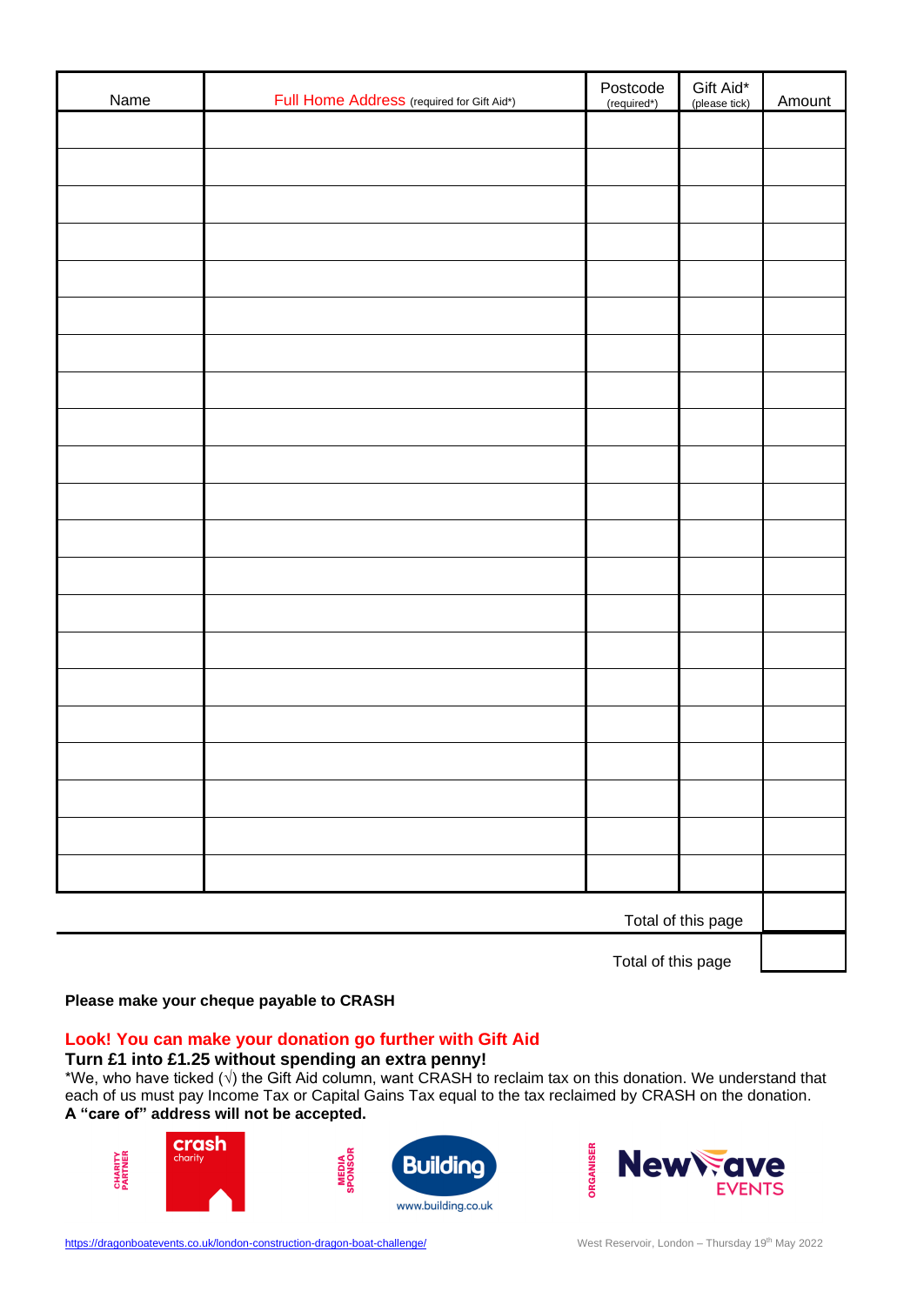| Name | Full Home Address (required for Gift Aid*) | Postcode (required*) | Gift Aid* (please tick) | Amount |
|---|---|---|---|---|
| | | | | |
| | | | | |
| | | | | |
| | | | | |
| | | | | |
| | | | | |
| | | | | |
| | | | | |
| | | | | |
| | | | | |
| | | | | |
| | | | | |
| | | | | |
| | | | | |
| | | | | |
| | | | | |
| | | | | |
| | | | | |
| | | | | |
| | | | | |
| | | | | |
| | | | Total of this page | |
| | | | Total of this page | |

**Please make your cheque payable to CRASH**

**Look! You can make your donation go further with Gift Aid**

**Turn £1 into £1.25 without spending an extra penny!**

*We, who have ticked (√) the Gift Aid column, want CRASH to reclaim tax on this donation. We understand that each of us must pay Income Tax or Capital Gains Tax equal to the tax reclaimed by CRASH on the donation.

**A "care of" address will not be accepted.**

CHARITY PARTNER crash charity

MEDIA SPONSOR Building www.building.co.uk

ORGANISER NewWave EVENTS

https://dragonboatevents.co.uk/london-construction-dragon-boat-challenge/

West Reservoir, London – Thursday 19th May 2022